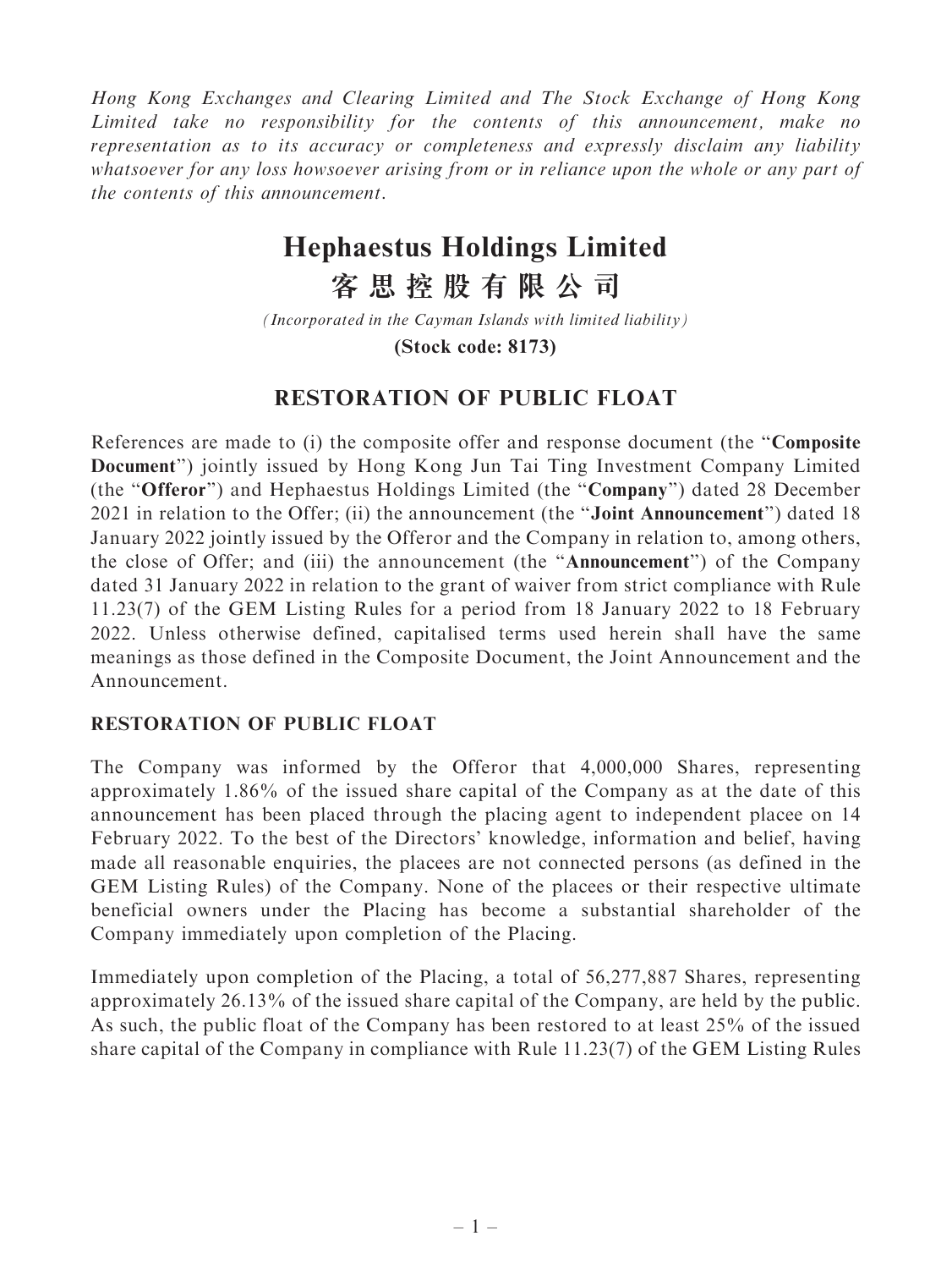*Hong Kong Exchanges and Clearing Limited and The Stock Exchange of Hong Kong Limited take no responsibility for the contents of this announcement, make no representation as to its accuracy or completeness and expressly disclaim any liability whatsoever for any loss howsoever arising from or in reliance upon the whole or any part of the contents of this announcement.*

# Hephaestus Holdings Limited
# 客思控股有限公司

*(Incorporated in the Cayman Islands with limited liability)*

**(Stock code: 8173)**

## RESTORATION OF PUBLIC FLOAT

References are made to (i) the composite offer and response document (the "**Composite Document**") jointly issued by Hong Kong Jun Tai Ting Investment Company Limited (the "**Offeror**") and Hephaestus Holdings Limited (the "**Company**") dated 28 December 2021 in relation to the Offer; (ii) the announcement (the "**Joint Announcement**") dated 18 January 2022 jointly issued by the Offeror and the Company in relation to, among others, the close of Offer; and (iii) the announcement (the "**Announcement**") of the Company dated 31 January 2022 in relation to the grant of waiver from strict compliance with Rule 11.23(7) of the GEM Listing Rules for a period from 18 January 2022 to 18 February 2022. Unless otherwise defined, capitalised terms used herein shall have the same meanings as those defined in the Composite Document, the Joint Announcement and the Announcement.

### RESTORATION OF PUBLIC FLOAT

The Company was informed by the Offeror that 4,000,000 Shares, representing approximately 1.86% of the issued share capital of the Company as at the date of this announcement has been placed through the placing agent to independent placee on 14 February 2022. To the best of the Directors' knowledge, information and belief, having made all reasonable enquiries, the placees are not connected persons (as defined in the GEM Listing Rules) of the Company. None of the placees or their respective ultimate beneficial owners under the Placing has become a substantial shareholder of the Company immediately upon completion of the Placing.

Immediately upon completion of the Placing, a total of 56,277,887 Shares, representing approximately 26.13% of the issued share capital of the Company, are held by the public. As such, the public float of the Company has been restored to at least 25% of the issued share capital of the Company in compliance with Rule 11.23(7) of the GEM Listing Rules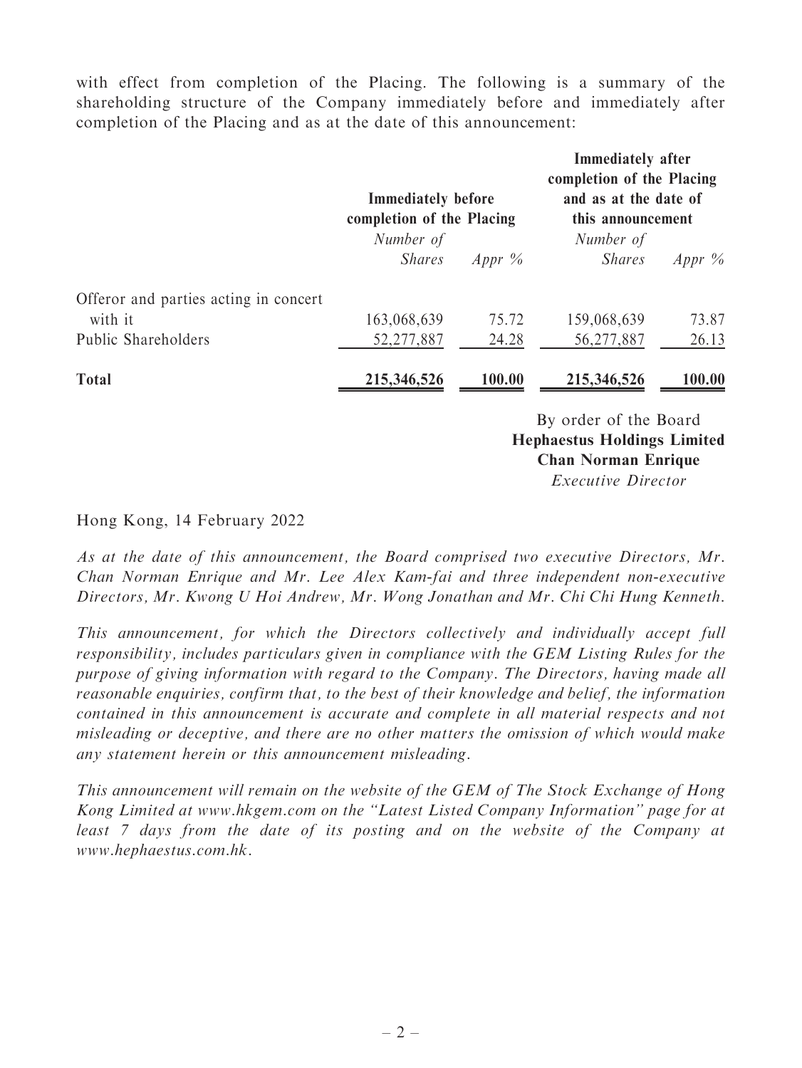with effect from completion of the Placing. The following is a summary of the shareholding structure of the Company immediately before and immediately after completion of the Placing and as at the date of this announcement:

| | **Immediately before completion of the Placing** | | **Immediately after completion of the Placing and as at the date of this announcement** | |
|---|---|---|---|---|
| | *Number of Shares* | *Appr %* | *Number of Shares* | *Appr %* |
| Offeror and parties acting in concert with it | 163,068,639 | 75.72 | 159,068,639 | 73.87 |
| Public Shareholders | 52,277,887 | 24.28 | 56,277,887 | 26.13 |
| **Total** | **215,346,526** | **100.00** | **215,346,526** | **100.00** |

By order of the Board
**Hephaestus Holdings Limited**
**Chan Norman Enrique**
*Executive Director*

Hong Kong, 14 February 2022

*As at the date of this announcement, the Board comprised two executive Directors, Mr. Chan Norman Enrique and Mr. Lee Alex Kam-fai and three independent non-executive Directors, Mr. Kwong U Hoi Andrew, Mr. Wong Jonathan and Mr. Chi Chi Hung Kenneth.*

*This announcement, for which the Directors collectively and individually accept full responsibility, includes particulars given in compliance with the GEM Listing Rules for the purpose of giving information with regard to the Company. The Directors, having made all reasonable enquiries, confirm that, to the best of their knowledge and belief, the information contained in this announcement is accurate and complete in all material respects and not misleading or deceptive, and there are no other matters the omission of which would make any statement herein or this announcement misleading.*

*This announcement will remain on the website of the GEM of The Stock Exchange of Hong Kong Limited at www.hkgem.com on the "Latest Listed Company Information" page for at least 7 days from the date of its posting and on the website of the Company at www.hephaestus.com.hk.*